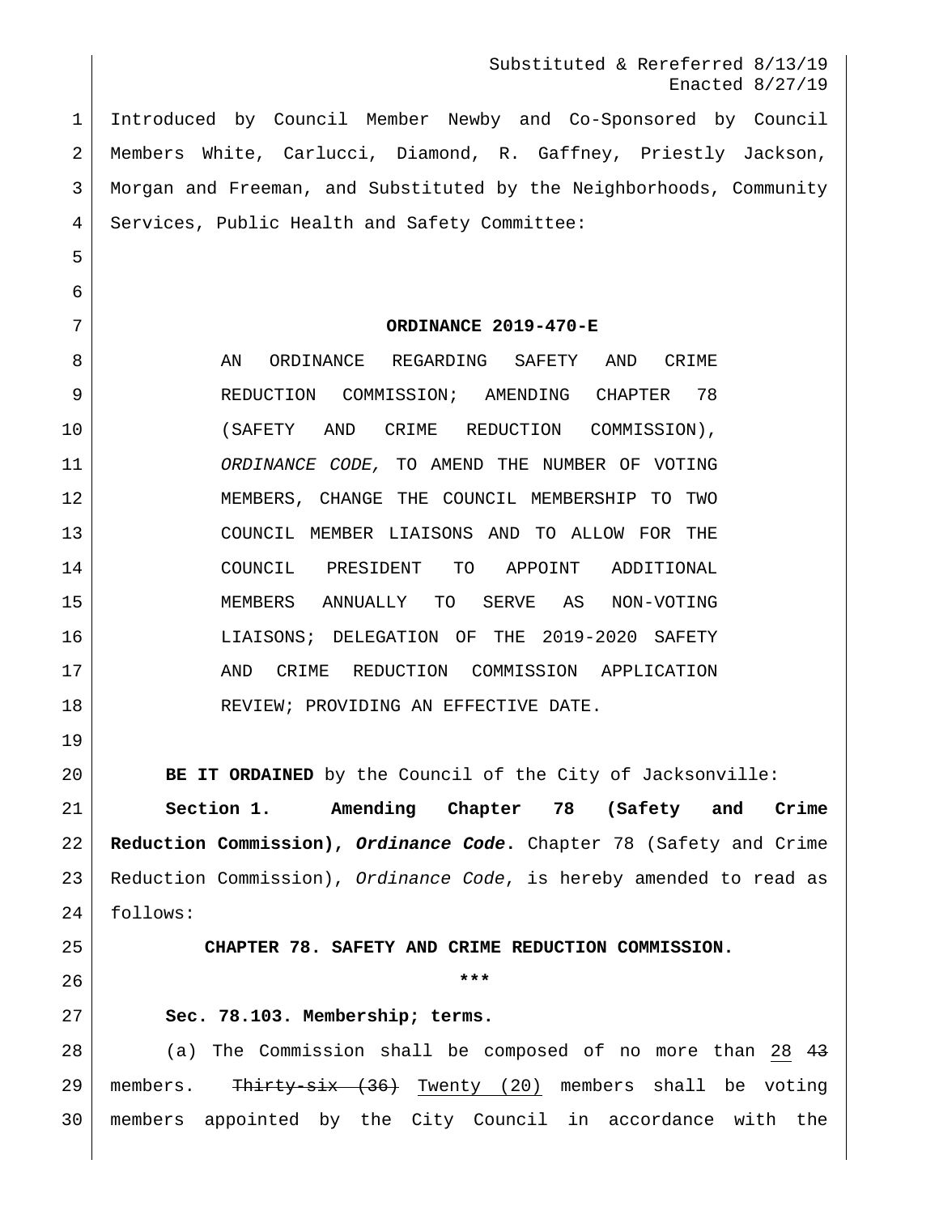Substituted & Rereferred 8/13/19
Enacted 8/27/19

Introduced by Council Member Newby and Co-Sponsored by Council Members White, Carlucci, Diamond, R. Gaffney, Priestly Jackson, Morgan and Freeman, and Substituted by the Neighborhoods, Community Services, Public Health and Safety Committee:

**ORDINANCE 2019-470-E**

AN ORDINANCE REGARDING SAFETY AND CRIME REDUCTION COMMISSION; AMENDING CHAPTER 78 (SAFETY AND CRIME REDUCTION COMMISSION), *ORDINANCE CODE,* TO AMEND THE NUMBER OF VOTING MEMBERS, CHANGE THE COUNCIL MEMBERSHIP TO TWO COUNCIL MEMBER LIAISONS AND TO ALLOW FOR THE COUNCIL PRESIDENT TO APPOINT ADDITIONAL MEMBERS ANNUALLY TO SERVE AS NON-VOTING LIAISONS; DELEGATION OF THE 2019-2020 SAFETY AND CRIME REDUCTION COMMISSION APPLICATION REVIEW; PROVIDING AN EFFECTIVE DATE.

**BE IT ORDAINED** by the Council of the City of Jacksonville:

**Section 1. Amending Chapter 78 (Safety and Crime Reduction Commission), *Ordinance Code*.** Chapter 78 (Safety and Crime Reduction Commission), *Ordinance Code*, is hereby amended to read as follows:

**CHAPTER 78. SAFETY AND CRIME REDUCTION COMMISSION.**

**\*\*\***

**Sec. 78.103. Membership; terms.**

(a) The Commission shall be composed of no more than <u>28</u> ~~43~~ members. ~~Thirty-six (36)~~ <u>Twenty (20)</u> members shall be voting members appointed by the City Council in accordance with the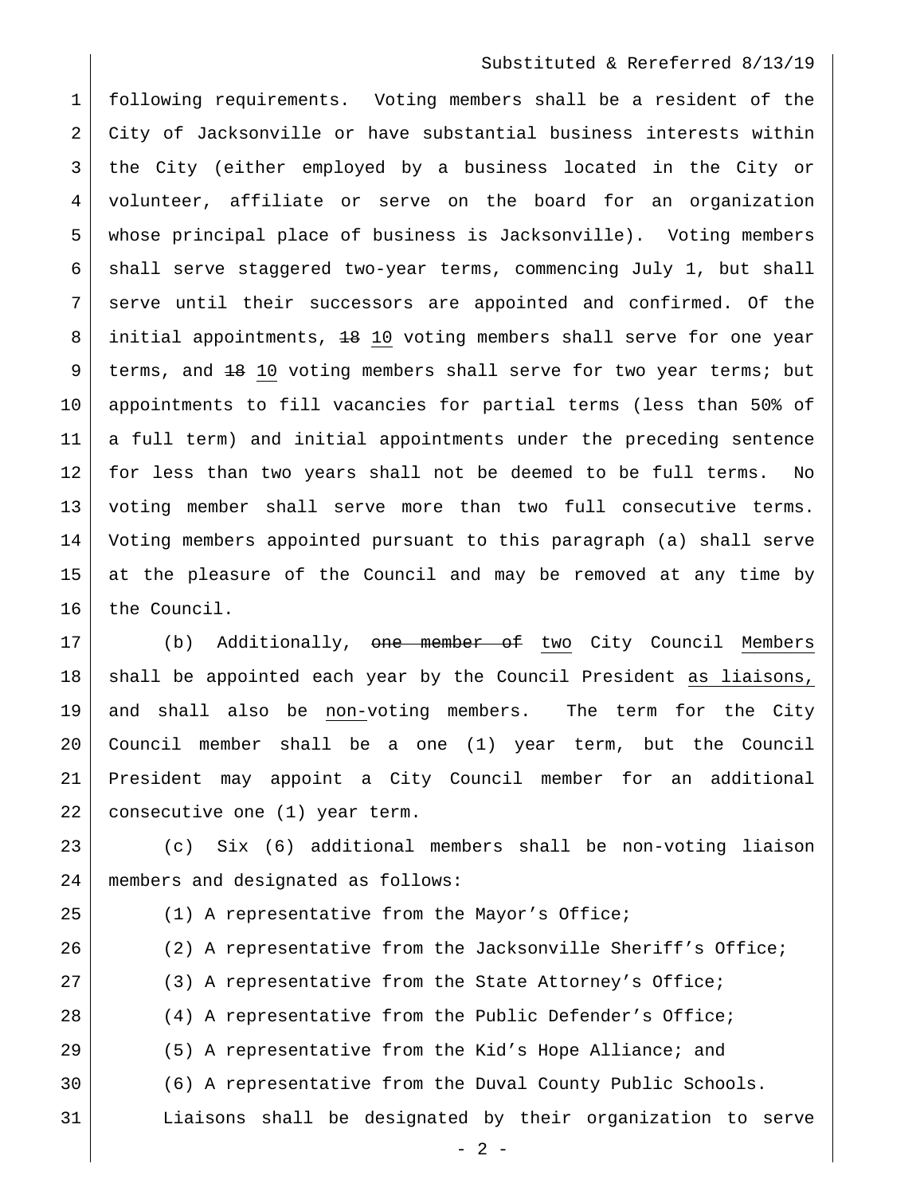following requirements. Voting members shall be a resident of the City of Jacksonville or have substantial business interests within the City (either employed by a business located in the City or volunteer, affiliate or serve on the board for an organization whose principal place of business is Jacksonville). Voting members shall serve staggered two-year terms, commencing July 1, but shall serve until their successors are appointed and confirmed. Of the initial appointments, ~~18~~ <u>10</u> voting members shall serve for one year terms, and ~~18~~ <u>10</u> voting members shall serve for two year terms; but appointments to fill vacancies for partial terms (less than 50% of a full term) and initial appointments under the preceding sentence for less than two years shall not be deemed to be full terms. No voting member shall serve more than two full consecutive terms. Voting members appointed pursuant to this paragraph (a) shall serve at the pleasure of the Council and may be removed at any time by the Council.

(b) Additionally, ~~one member of~~ <u>two</u> City Council <u>Members</u> shall be appointed each year by the Council President <u>as liaisons,</u> and shall also be <u>non-</u>voting members. The term for the City Council member shall be a one (1) year term, but the Council President may appoint a City Council member for an additional consecutive one (1) year term.

(c) Six (6) additional members shall be non-voting liaison members and designated as follows:

(1) A representative from the Mayor's Office;

(2) A representative from the Jacksonville Sheriff's Office;

(3) A representative from the State Attorney's Office;

(4) A representative from the Public Defender's Office;

(5) A representative from the Kid's Hope Alliance; and

(6) A representative from the Duval County Public Schools.

Liaisons shall be designated by their organization to serve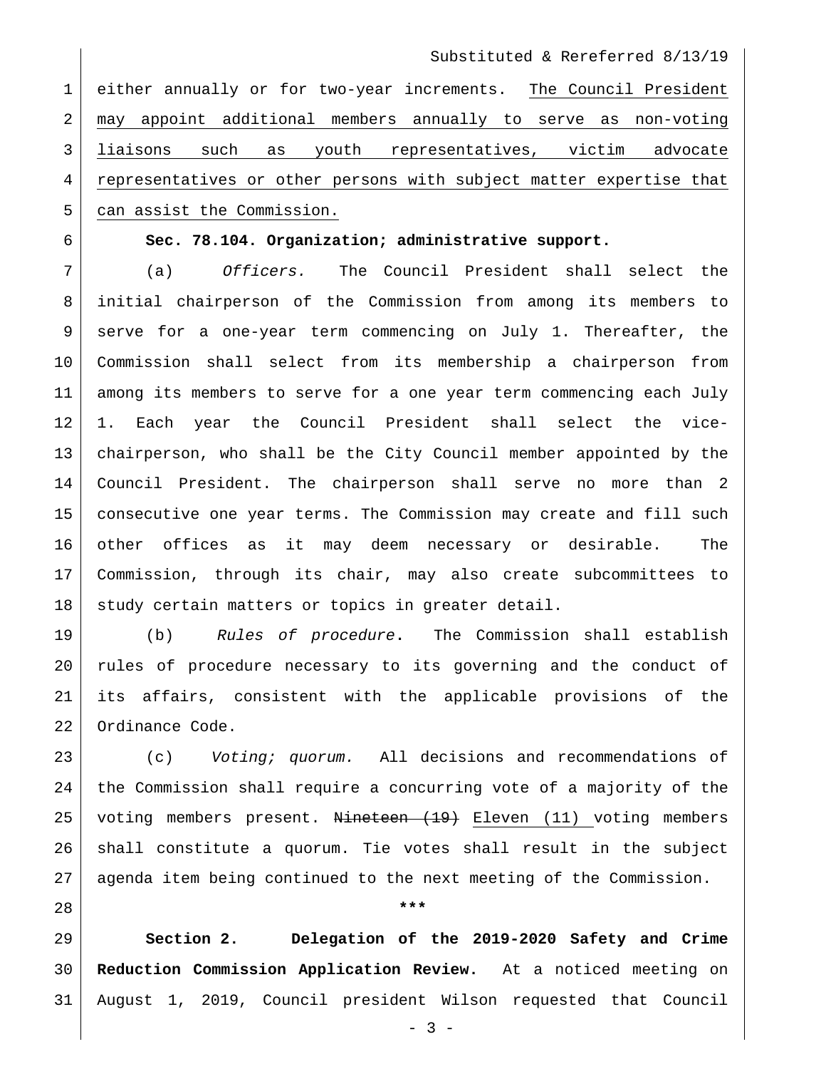either annually or for two-year increments. <u>The Council President may appoint additional members annually to serve as non-voting liaisons such as youth representatives, victim advocate representatives or other persons with subject matter expertise that can assist the Commission.</u>

**Sec. 78.104. Organization; administrative support.**

(a) *Officers.* The Council President shall select the initial chairperson of the Commission from among its members to serve for a one-year term commencing on July 1. Thereafter, the Commission shall select from its membership a chairperson from among its members to serve for a one year term commencing each July 1. Each year the Council President shall select the vice-chairperson, who shall be the City Council member appointed by the Council President. The chairperson shall serve no more than 2 consecutive one year terms. The Commission may create and fill such other offices as it may deem necessary or desirable. The Commission, through its chair, may also create subcommittees to study certain matters or topics in greater detail.

(b) *Rules of procedure*. The Commission shall establish rules of procedure necessary to its governing and the conduct of its affairs, consistent with the applicable provisions of the Ordinance Code.

(c) *Voting; quorum.* All decisions and recommendations of the Commission shall require a concurring vote of a majority of the voting members present. ~~Nineteen (19)~~ <u>Eleven (11)</u> voting members shall constitute a quorum. Tie votes shall result in the subject agenda item being continued to the next meeting of the Commission.

***

**Section 2. Delegation of the 2019-2020 Safety and Crime Reduction Commission Application Review.** At a noticed meeting on August 1, 2019, Council president Wilson requested that Council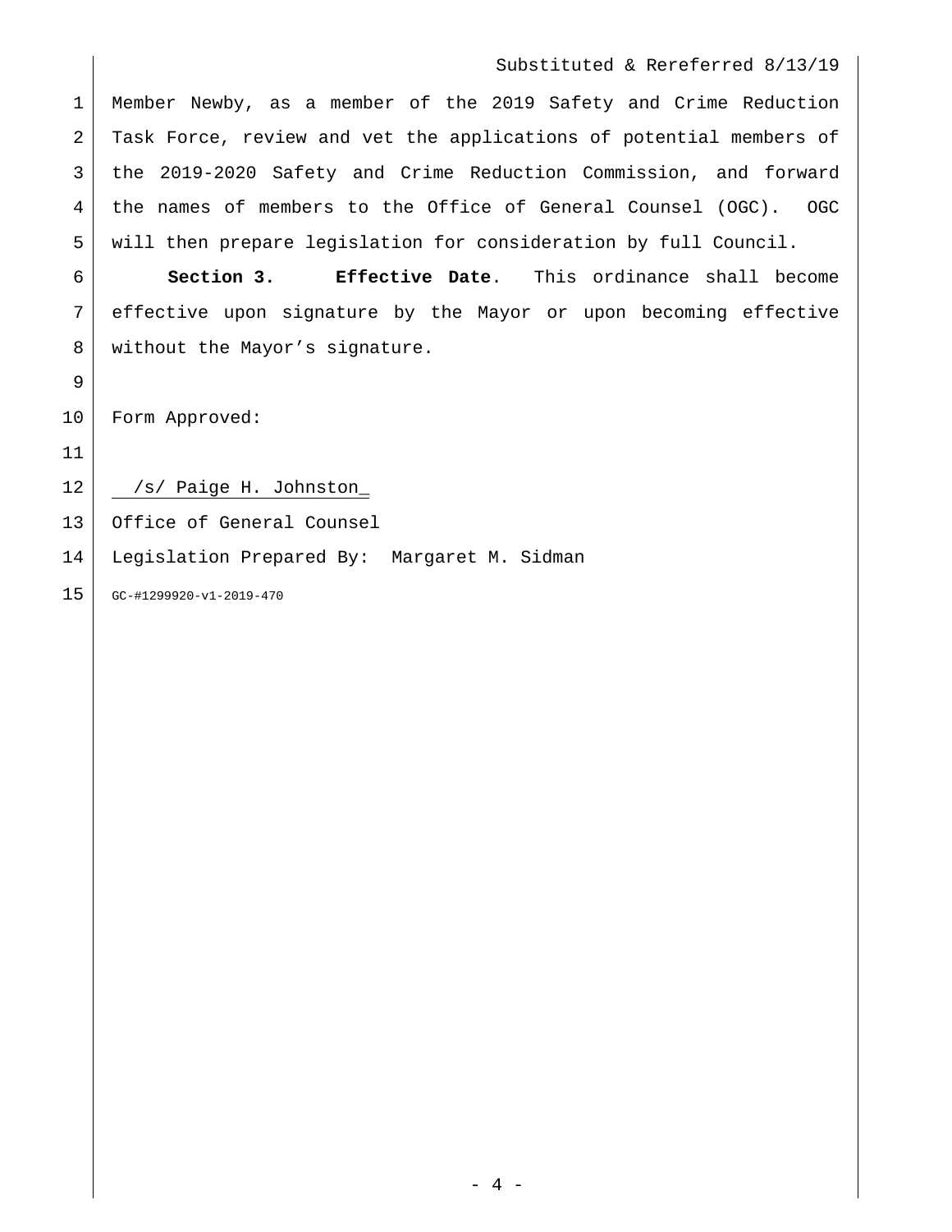Member Newby, as a member of the 2019 Safety and Crime Reduction Task Force, review and vet the applications of potential members of the 2019-2020 Safety and Crime Reduction Commission, and forward the names of members to the Office of General Counsel (OGC). OGC will then prepare legislation for consideration by full Council.

**Section 3. Effective Date**. This ordinance shall become effective upon signature by the Mayor or upon becoming effective without the Mayor's signature.

Form Approved:

/s/ Paige H. Johnston_

Office of General Counsel

Legislation Prepared By: Margaret M. Sidman

GC-#1299920-v1-2019-470